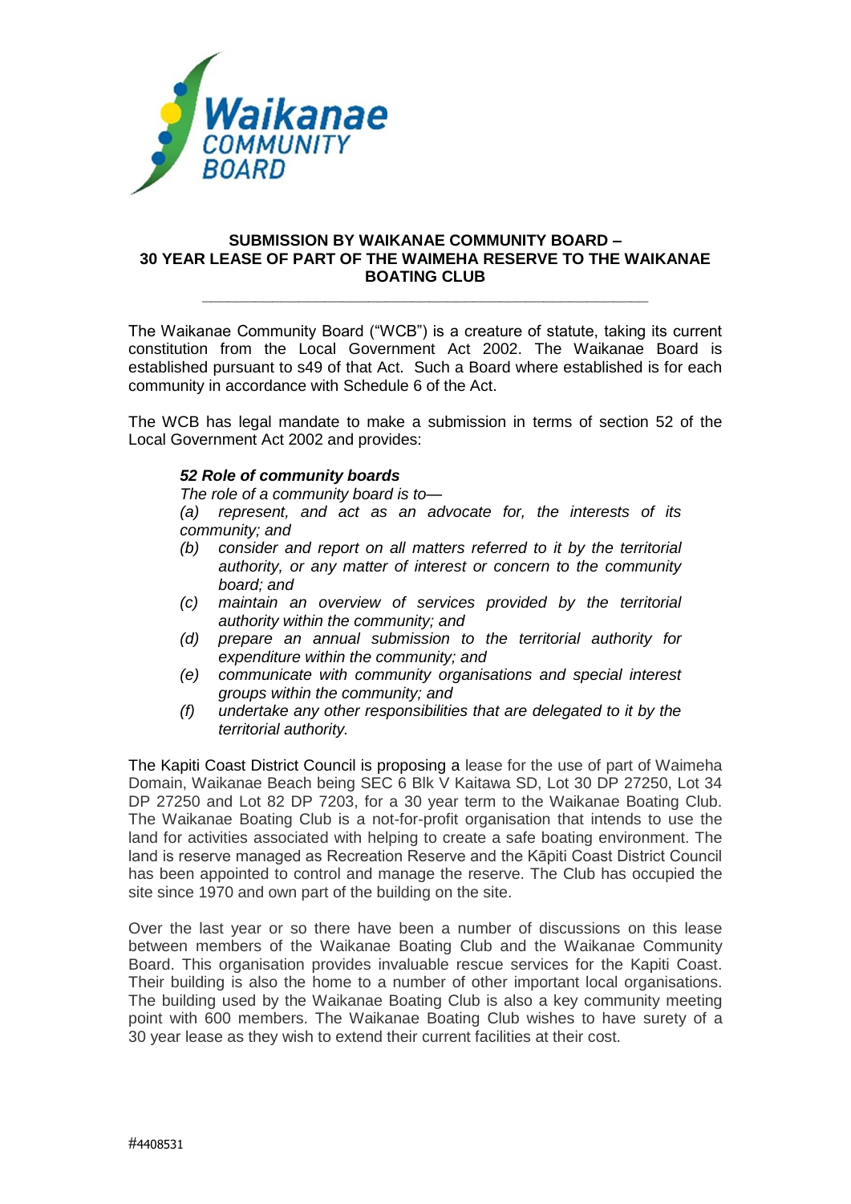## SUBMISSION BY WAIKANAE COMMUNITY BOARD – 30 YEAR LEASE OF PART OF THE WAIMEHA RESERVE TO THE WAIKANAE BOATING CLUB

The Waikanae Community Board ("WCB") is a creature of statute, taking its current constitution from the Local Government Act 2002. The Waikanae Board is established pursuant to s49 of that Act. Such a Board where established is for each community in accordance with Schedule 6 of the Act.

The WCB has legal mandate to make a submission in terms of section 52 of the Local Government Act 2002 and provides:

***52 Role of community boards***

*The role of a community board is to—*

*(a) represent, and act as an advocate for, the interests of its community; and*

*(b) consider and report on all matters referred to it by the territorial authority, or any matter of interest or concern to the community board; and*

*(c) maintain an overview of services provided by the territorial authority within the community; and*

*(d) prepare an annual submission to the territorial authority for expenditure within the community; and*

*(e) communicate with community organisations and special interest groups within the community; and*

*(f) undertake any other responsibilities that are delegated to it by the territorial authority.*

The Kapiti Coast District Council is proposing a lease for the use of part of Waimeha Domain, Waikanae Beach being SEC 6 Blk V Kaitawa SD, Lot 30 DP 27250, Lot 34 DP 27250 and Lot 82 DP 7203, for a 30 year term to the Waikanae Boating Club. The Waikanae Boating Club is a not-for-profit organisation that intends to use the land for activities associated with helping to create a safe boating environment. The land is reserve managed as Recreation Reserve and the Kāpiti Coast District Council has been appointed to control and manage the reserve. The Club has occupied the site since 1970 and own part of the building on the site.

Over the last year or so there have been a number of discussions on this lease between members of the Waikanae Boating Club and the Waikanae Community Board. This organisation provides invaluable rescue services for the Kapiti Coast. Their building is also the home to a number of other important local organisations. The building used by the Waikanae Boating Club is also a key community meeting point with 600 members. The Waikanae Boating Club wishes to have surety of a 30 year lease as they wish to extend their current facilities at their cost.

#4408531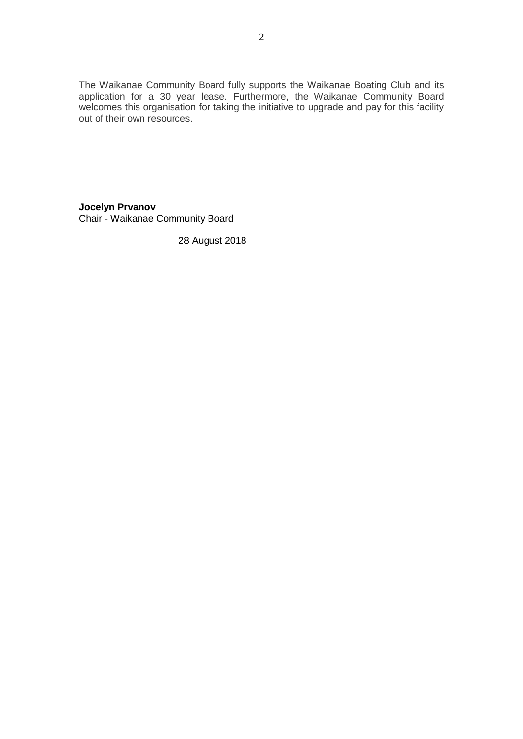The Waikanae Community Board fully supports the Waikanae Boating Club and its application for a 30 year lease. Furthermore, the Waikanae Community Board welcomes this organisation for taking the initiative to upgrade and pay for this facility out of their own resources.

**Jocelyn Prvanov**
Chair - Waikanae Community Board

28 August 2018